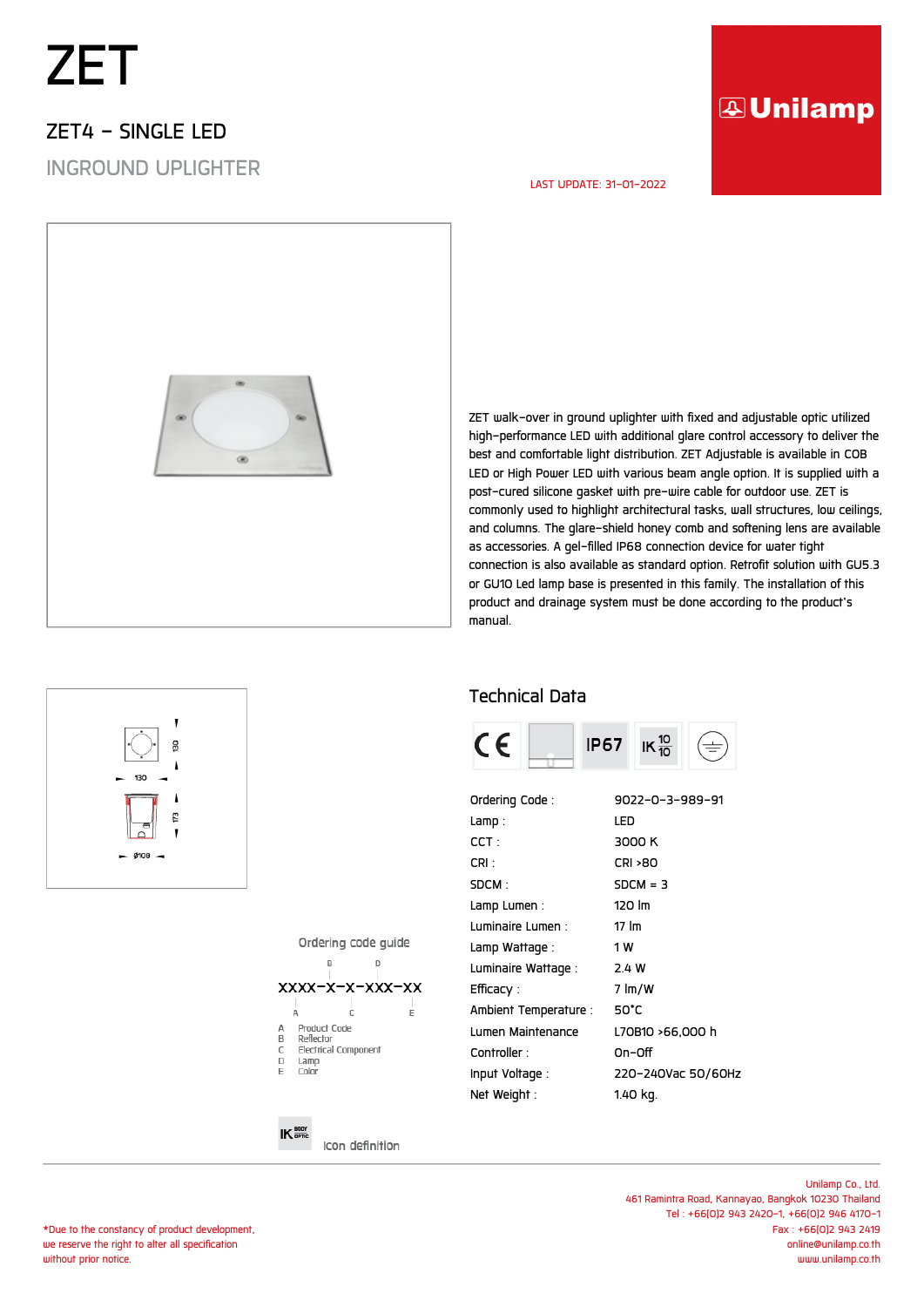# ZET

## ZET4 - SINGLE LED

INGROUND UPLIGHTER

Unilamp

LAST UPDATE: 31-01-2022

ZET walk-over in ground uplighter with fixed and adjustable optic utilized high-performance LED with additional glare control accessory to deliver the best and comfortable light distribution. ZET Adjustable is available in COB LED or High Power LED with various beam angle option. It is supplied with a post-cured silicone gasket with pre-wire cable for outdoor use. ZET is commonly used to highlight architectural tasks, wall structures, low ceilings, and columns. The glare-shield honey comb and softening lens are available as accessories. A gel-filled IP68 connection device for water tight connection is also available as standard option. Retrofit solution with GU5.3 or GU10 Led lamp base is presented in this family. The installation of this product and drainage system must be done according to the product's manual.

130 | 130 | 173 | ø108

## Technical Data

CE | IP67 | IK 10/10

| | |
|---|---|
| Ordering Code : | 9022-0-3-989-91 |
| Lamp : | LED |
| CCT : | 3000 K |
| CRI : | CRI >80 |
| SDCM : | SDCM = 3 |
| Lamp Lumen : | 120 lm |
| Luminaire Lumen : | 17 lm |
| Lamp Wattage : | 1 W |
| Luminaire Wattage : | 2.4 W |
| Efficacy : | 7 lm/W |
| Ambient Temperature : | 50°C |
| Lumen Maintenance | L70B10 >66,000 h |
| Controller : | On-Off |
| Input Voltage : | 220-240Vac 50/60Hz |
| Net Weight : | 1.40 kg. |

Ordering code guide

XXXX-X-X-XXX-XX

- A Product Code
- B Reflector
- C Electrical Component
- D Lamp
- E Color

IK BODY OPTIC Icon definition

Unilamp Co., Ltd.
461 Ramintra Road, Kannayao, Bangkok 10230 Thailand
Tel : +66(0)2 943 2420-1, +66(0)2 946 4170-1
Fax : +66(0)2 943 2419
online@unilamp.co.th
www.unilamp.co.th

*Due to the constancy of product development, we reserve the right to alter all specification without prior notice.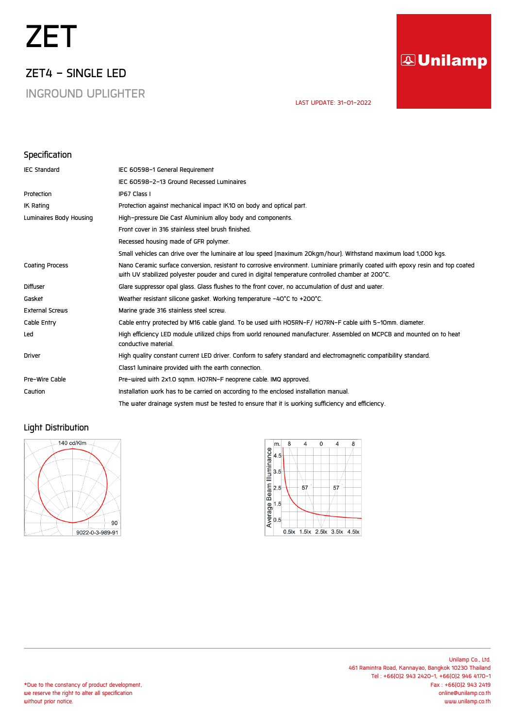# ZET

## ZET4 – SINGLE LED

INGROUND UPLIGHTER

LAST UPDATE: 31-01-2022

## Specification

| | |
|---|---|
| IEC Standard | IEC 60598-1 General Requirement |
| | IEC 60598-2-13 Ground Recessed Luminaires |
| Protection | IP67 Class I |
| IK Rating | Protection against mechanical impact IK10 on body and optical part. |
| Luminaires Body Housing | High-pressure Die Cast Aluminium alloy body and components. |
| | Front cover in 316 stainless steel brush finished. |
| | Recessed housing made of GFR polymer. |
| | Small vehicles can drive over the luminaire at low speed (maximum 20kgm/hour). Withstand maximum load 1,000 kgs. |
| Coating Process | Nano Ceramic surface conversion, resistant to corrosive environment. Luminiare primarily coated with epoxy resin and top coated with UV stabilized polyester powder and cured in digital temperature controlled chamber at 200°C. |
| Diffuser | Glare suppressor opal glass. Glass flushes to the front cover, no accumulation of dust and water. |
| Gasket | Weather resistant silicone gasket. Working temperature -40°C to +200°C. |
| External Screws | Marine grade 316 stainless steel screw. |
| Cable Entry | Cable entry protected by M16 cable gland. To be used with H05RN-F/ H07RN-F cable with 5-10mm. diameter. |
| Led | High efficiency LED module utilized chips from world renowned manufacturer. Assembled on MCPCB and mounted on to heat conductive material. |
| Driver | High quality constant current LED driver. Conform to safety standard and electromagnetic compatibility standard. |
| | Class1 luminaire provided with the earth connection. |
| Pre-Wire Cable | Pre-wired with 2x1.0 sqmm. H07RN-F neoprene cable. IMQ approved. |
| Caution | Installation work has to be carried on according to the enclosed installation manual. |
| | The water drainage system must be tested to ensure that it is working sufficiency and efficiency. |

## Light Distribution

140 cd/Klm

90

9022-0-3-989-91

Average Beam Illuminance

m. 8 4 0 4 8

4.5 3.5 2.5 1.5 0.5

57 57

0.5lx 1.5lx 2.5lx 3.5lx 4.5lx

*Due to the constancy of product development, we reserve the right to alter all specification without prior notice.

Unilamp Co., Ltd.
461 Ramintra Road, Kannayao, Bangkok 10230 Thailand
Tel : +66(0)2 943 2420-1, +66(0)2 946 4170-1
Fax : +66(0)2 943 2419
online@unilamp.co.th
www.unilamp.co.th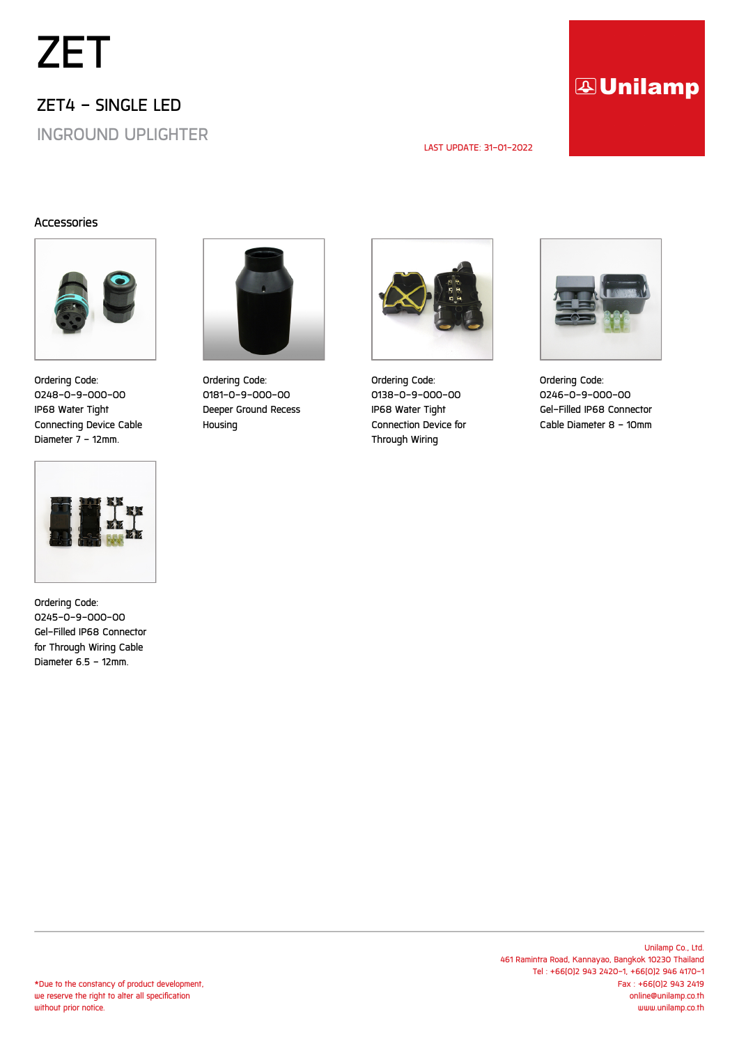# ZET

## ZET4 – SINGLE LED

INGROUND UPLIGHTER

LAST UPDATE: 31-01-2022

Unilamp

### Accessories

Ordering Code:
0248-0-9-000-00
IP68 Water Tight
Connecting Device Cable
Diameter 7 – 12mm.

Ordering Code:
0181-0-9-000-00
Deeper Ground Recess
Housing

Ordering Code:
0138-0-9-000-00
IP68 Water Tight
Connection Device for
Through Wiring

Ordering Code:
0246-0-9-000-00
Gel-Filled IP68 Connector
Cable Diameter 8 – 10mm

Ordering Code:
0245-0-9-000-00
Gel-Filled IP68 Connector
for Through Wiring Cable
Diameter 6.5 – 12mm.

*Due to the constancy of product development,
we reserve the right to alter all specification
without prior notice.

Unilamp Co., Ltd.
461 Ramintra Road, Kannayao, Bangkok 10230 Thailand
Tel : +66(0)2 943 2420-1, +66(0)2 946 4170-1
Fax : +66(0)2 943 2419
online@unilamp.co.th
www.unilamp.co.th